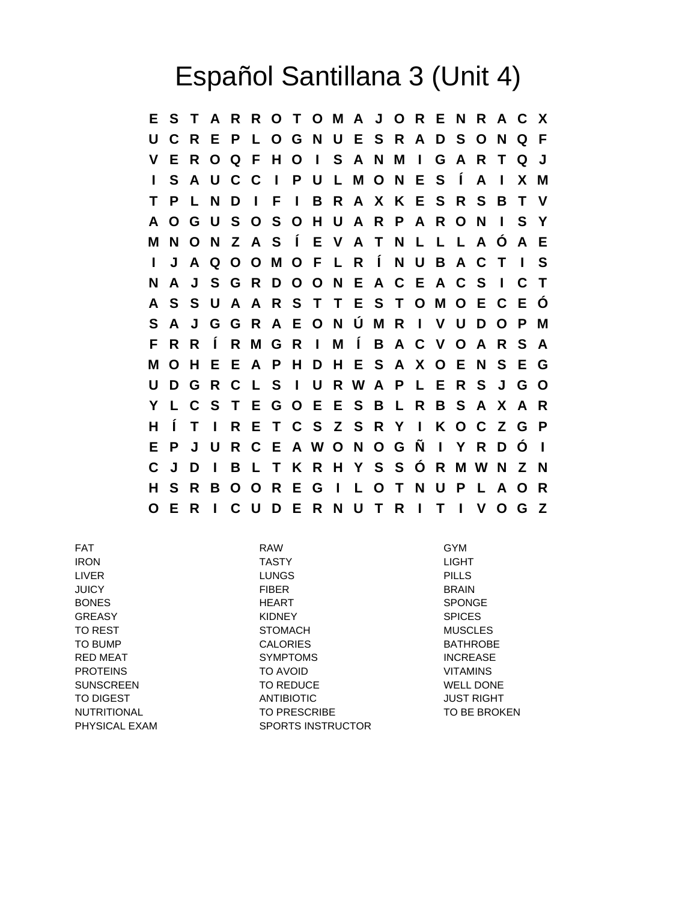# Español Santillana 3 (Unit 4)

```
E S T A R R O T O M A J O R E N R A C X
U C R E P L O G N U E S R A D S O N Q F
V E R O Q F H O I S A N M I G A R T Q J
I S A U C C I P U L M O N E S Í A I X M
T P L N D I F I B R A X K E S R S B T V
A O G U S O S O H U A R P A R O N I S Y
M N O N Z A S Í E V A T N L L L A Ó A E
I J A Q O O M O F L R Í N U B A C T I S
N A J S G R D O O N E A C E A C S I C T
A S S U A A R S T T E S T O M O E C E Ó
S A J G G R A E O N Ú M R I V U D O P M
F R R Í R M G R I M Í B A C V O A R S A
M O H E E A P H D H E S A X O E N S E G
U D G R C L S I U R W A P L E R S J G O
Y L C S T E G O E E S B L R B S A X A R
H Í T I R E T C S Z S R Y I K O C Z G P
E P J U R C E A W O N O G Ñ I Y R D Ó I
C J D I B L T K R H Y S S Ó R M W N Z N
H S R B O O R E G I L O T N U P L A O R
O E R I C U D E R N U T R I T I V O G Z
```

FAT
IRON
LIVER
JUICY
BONES
GREASY
TO REST
TO BUMP
RED MEAT
PROTEINS
SUNSCREEN
TO DIGEST
NUTRITIONAL
PHYSICAL EXAM

RAW
TASTY
LUNGS
FIBER
HEART
KIDNEY
STOMACH
CALORIES
SYMPTOMS
TO AVOID
TO REDUCE
ANTIBIOTIC
TO PRESCRIBE
SPORTS INSTRUCTOR

GYM
LIGHT
PILLS
BRAIN
SPONGE
SPICES
MUSCLES
BATHROBE
INCREASE
VITAMINS
WELL DONE
JUST RIGHT
TO BE BROKEN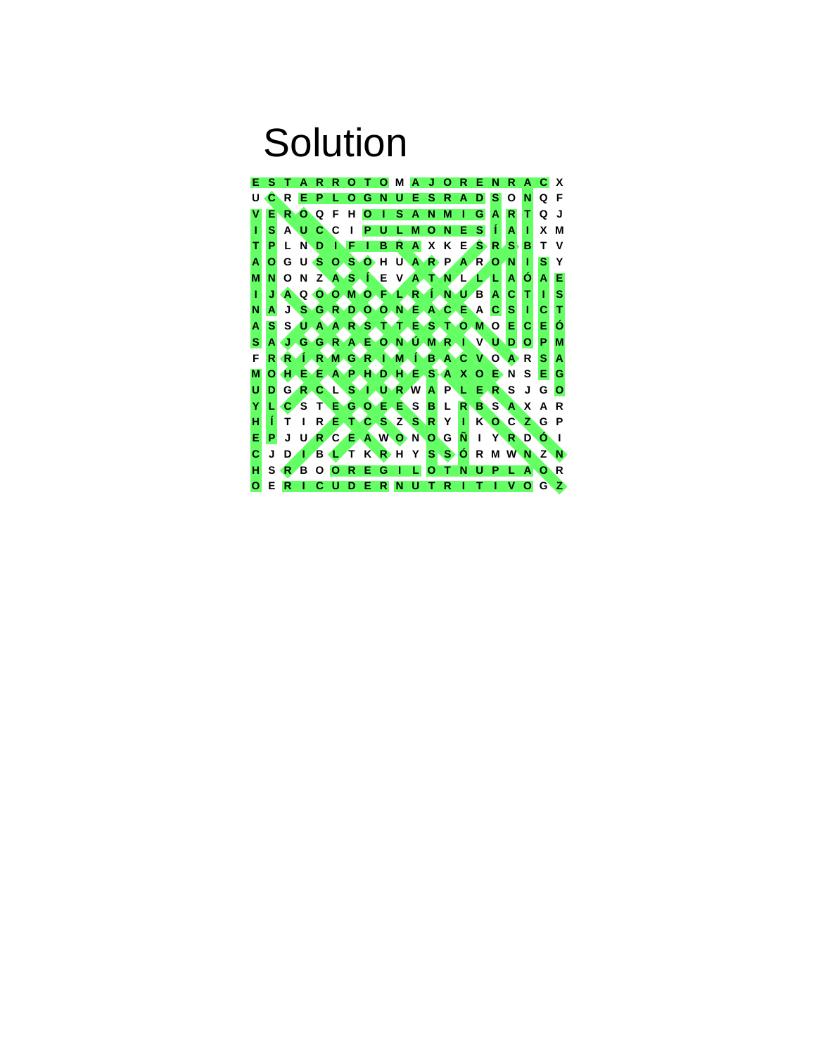# Solution

| | | | | | | | | | | | | | | | | | | | |
|---|---|---|---|---|---|---|---|---|---|---|---|---|---|---|---|---|---|---|---|
| E | S | T | A | R | R | O | T | O | M | A | J | O | R | E | N | R | A | C | X |
| U | C | R | E | P | L | O | G | N | U | E | S | R | A | D | S | O | N | Q | F |
| V | E | R | O | Q | F | H | O | I | S | A | N | M | I | G | A | R | T | Q | J |
| I | S | A | U | C | C | I | P | U | L | M | O | N | E | S | Í | A | I | X | M |
| T | P | L | N | D | I | F | I | B | R | A | X | K | E | S | R | S | B | T | V |
| A | O | G | U | S | O | S | O | H | U | A | R | P | A | R | O | N | I | S | Y |
| M | N | O | N | Z | A | S | Í | E | V | A | T | N | L | L | L | A | Ó | A | E |
| I | J | A | Q | O | O | M | O | F | L | R | Í | N | U | B | A | C | T | I | S |
| N | A | J | S | G | R | D | O | O | N | E | A | C | E | A | C | S | I | C | T |
| A | S | S | U | A | A | R | S | T | T | E | S | T | O | M | O | E | C | E | Ó |
| S | A | J | G | G | R | A | E | O | N | Ú | M | R | I | V | U | D | O | P | M |
| F | R | R | Í | R | M | G | R | I | M | Í | B | A | C | V | O | A | R | S | A |
| M | O | H | E | E | A | P | H | D | H | E | S | A | X | O | E | N | S | E | G |
| U | D | G | R | C | L | S | I | U | R | W | A | P | L | E | R | S | J | G | O |
| Y | L | C | S | T | E | G | O | E | E | S | B | L | R | B | S | A | X | A | R |
| H | Í | T | I | R | E | T | C | S | Z | S | R | Y | I | K | O | C | Z | G | P |
| E | P | J | U | R | C | E | A | W | O | N | O | G | Ñ | I | Y | R | D | Ó | I |
| C | J | D | I | B | L | T | K | R | H | Y | S | S | Ó | R | M | W | N | Z | N |
| H | S | R | B | O | O | R | E | G | I | L | O | T | N | U | P | L | A | O | R |
| O | E | R | I | C | U | D | E | R | N | U | T | R | I | T | I | V | O | G | Z |